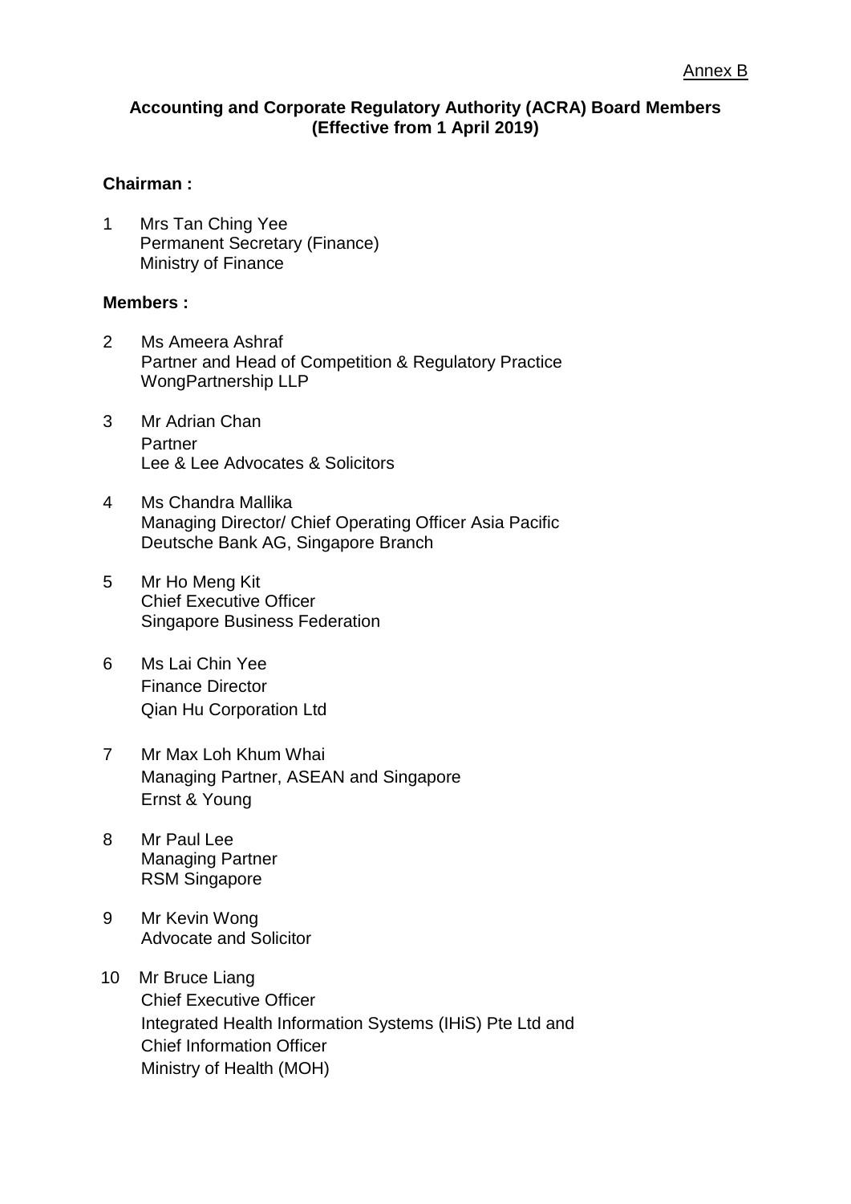Annex B

**Accounting and Corporate Regulatory Authority (ACRA) Board Members (Effective from 1 April 2019)**

**Chairman :**

1 Mrs Tan Ching Yee
Permanent Secretary (Finance)
Ministry of Finance

**Members :**

2 Ms Ameera Ashraf
Partner and Head of Competition & Regulatory Practice
WongPartnership LLP

3 Mr Adrian Chan
Partner
Lee & Lee Advocates & Solicitors

4 Ms Chandra Mallika
Managing Director/ Chief Operating Officer Asia Pacific
Deutsche Bank AG, Singapore Branch

5 Mr Ho Meng Kit
Chief Executive Officer
Singapore Business Federation

6 Ms Lai Chin Yee
Finance Director
Qian Hu Corporation Ltd

7 Mr Max Loh Khum Whai
Managing Partner, ASEAN and Singapore
Ernst & Young

8 Mr Paul Lee
Managing Partner
RSM Singapore

9 Mr Kevin Wong
Advocate and Solicitor

10 Mr Bruce Liang
Chief Executive Officer
Integrated Health Information Systems (IHiS) Pte Ltd and
Chief Information Officer
Ministry of Health (MOH)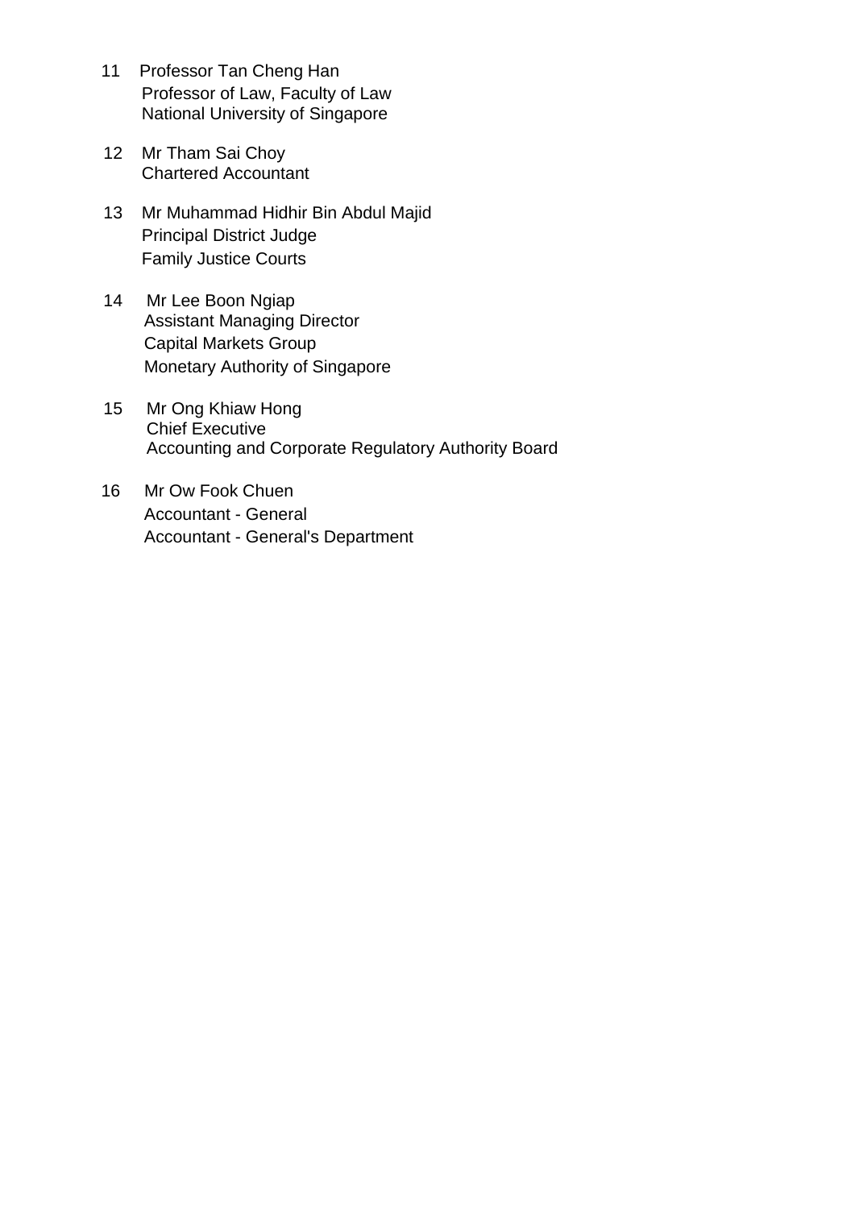11. Professor Tan Cheng Han  
    Professor of Law, Faculty of Law  
    National University of Singapore

12. Mr Tham Sai Choy  
    Chartered Accountant

13. Mr Muhammad Hidhir Bin Abdul Majid  
    Principal District Judge  
    Family Justice Courts

14. Mr Lee Boon Ngiap  
    Assistant Managing Director  
    Capital Markets Group  
    Monetary Authority of Singapore

15. Mr Ong Khiaw Hong  
    Chief Executive  
    Accounting and Corporate Regulatory Authority Board

16. Mr Ow Fook Chuen  
    Accountant - General  
    Accountant - General's Department